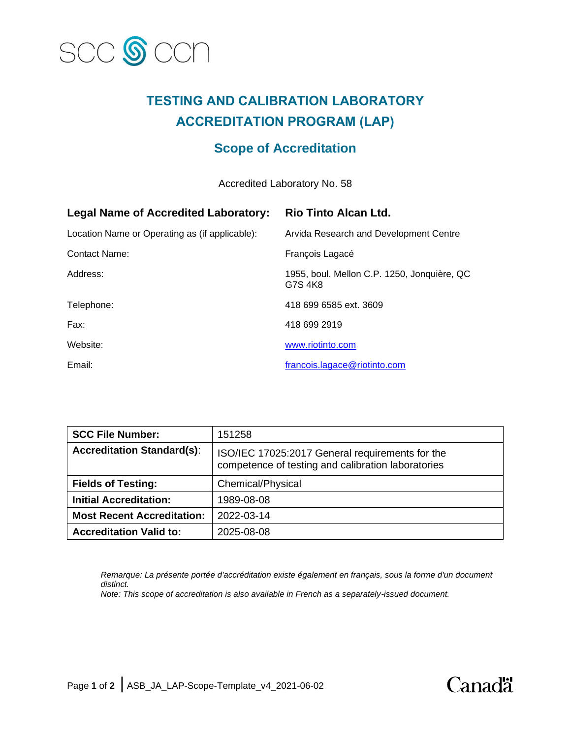SCC CCN

# TESTING AND CALIBRATION LABORATORY ACCREDITATION PROGRAM (LAP)

## Scope of Accreditation

Accredited Laboratory No. 58

| | |
|---|---|
| **Legal Name of Accredited Laboratory:** | **Rio Tinto Alcan Ltd.** |
| Location Name or Operating as (if applicable): | Arvida Research and Development Centre |
| Contact Name: | François Lagacé |
| Address: | 1955, boul. Mellon C.P. 1250, Jonquière, QC G7S 4K8 |
| Telephone: | 418 699 6585 ext. 3609 |
| Fax: | 418 699 2919 |
| Website: | www.riotinto.com |
| Email: | francois.lagace@riotinto.com |

| | |
|---|---|
| **SCC File Number:** | 151258 |
| **Accreditation Standard(s)**: | ISO/IEC 17025:2017 General requirements for the competence of testing and calibration laboratories |
| **Fields of Testing:** | Chemical/Physical |
| **Initial Accreditation:** | 1989-08-08 |
| **Most Recent Accreditation:** | 2022-03-14 |
| **Accreditation Valid to:** | 2025-08-08 |

*Remarque: La présente portée d'accréditation existe également en français, sous la forme d'un document distinct.*
*Note: This scope of accreditation is also available in French as a separately-issued document.*

ASB_JA_LAP-Scope-Template_v4_2021-06-02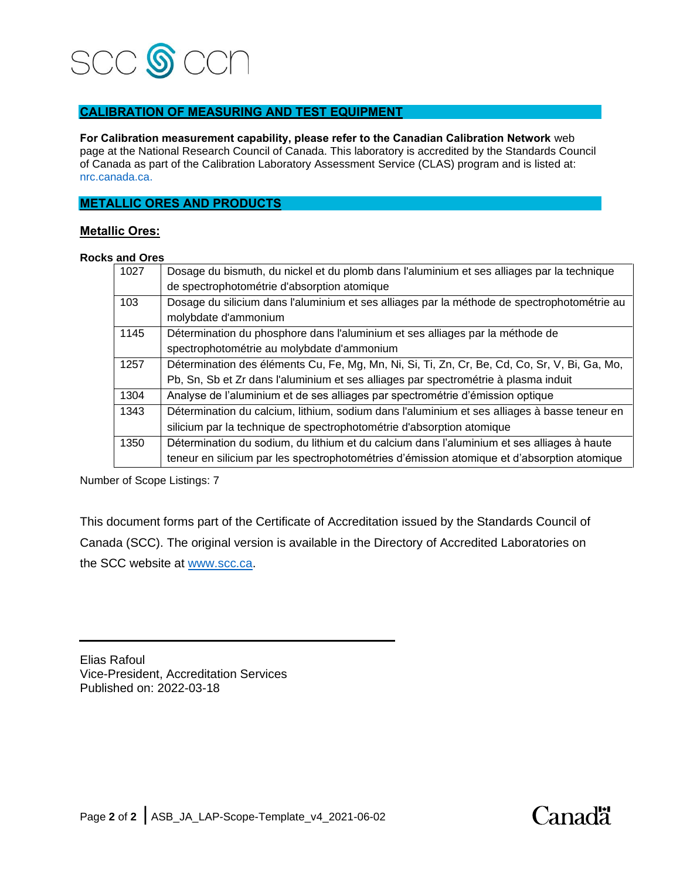## CALIBRATION OF MEASURING AND TEST EQUIPMENT

**For Calibration measurement capability, please refer to the Canadian Calibration Network** web page at the National Research Council of Canada. This laboratory is accredited by the Standards Council of Canada as part of the Calibration Laboratory Assessment Service (CLAS) program and is listed at: nrc.canada.ca.

## METALLIC ORES AND PRODUCTS

### Metallic Ores:

**Rocks and Ores**

| | |
|---|---|
| 1027 | Dosage du bismuth, du nickel et du plomb dans l'aluminium et ses alliages par la technique de spectrophotométrie d'absorption atomique |
| 103 | Dosage du silicium dans l'aluminium et ses alliages par la méthode de spectrophotométrie au molybdate d'ammonium |
| 1145 | Détermination du phosphore dans l'aluminium et ses alliages par la méthode de spectrophotométrie au molybdate d'ammonium |
| 1257 | Détermination des éléments Cu, Fe, Mg, Mn, Ni, Si, Ti, Zn, Cr, Be, Cd, Co, Sr, V, Bi, Ga, Mo, Pb, Sn, Sb et Zr dans l'aluminium et ses alliages par spectrométrie à plasma induit |
| 1304 | Analyse de l'aluminium et de ses alliages par spectrométrie d'émission optique |
| 1343 | Détermination du calcium, lithium, sodium dans l'aluminium et ses alliages à basse teneur en silicium par la technique de spectrophotométrie d'absorption atomique |
| 1350 | Détermination du sodium, du lithium et du calcium dans l'aluminium et ses alliages à haute teneur en silicium par les spectrophotométries d'émission atomique et d'absorption atomique |

Number of Scope Listings: 7

This document forms part of the Certificate of Accreditation issued by the Standards Council of Canada (SCC). The original version is available in the Directory of Accredited Laboratories on the SCC website at www.scc.ca.

Elias Rafoul
Vice-President, Accreditation Services
Published on: 2022-03-18